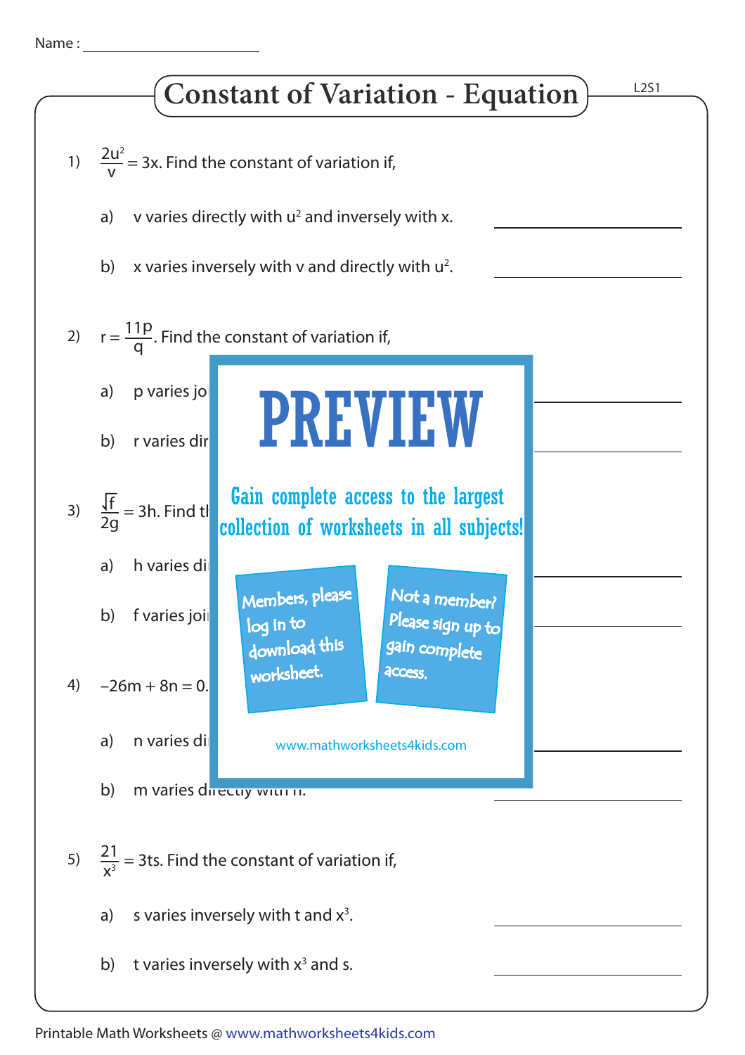Name : ____________________

# Constant of Variation - Equation

L2S1

1) $\frac{2u^2}{v} = 3x$. Find the constant of variation if,

   a) v varies directly with $u^2$ and inversely with x. ____________

   b) x varies inversely with v and directly with $u^2$. ____________

2) $r = \frac{11p}{q}$. Find the constant of variation if,

   a) p varies jo ____________

   b) r varies dir ____________

3) $\frac{\sqrt{f}}{2g} = 3h$. Find tl

   a) h varies di ____________

   b) f varies joi ____________

4) $-26m + 8n = 0.$

   a) n varies di ____________

   b) m varies directly with n. ____________

PREVIEW

Gain complete access to the largest collection of worksheets in all subjects!

Members, please log in to download this worksheet.

Not a member? Please sign up to gain complete access.

www.mathworksheets4kids.com

5) $\frac{21}{x^3} = 3ts$. Find the constant of variation if,

   a) s varies inversely with t and $x^3$. ____________

   b) t varies inversely with $x^3$ and s. ____________

Printable Math Worksheets @ www.mathworksheets4kids.com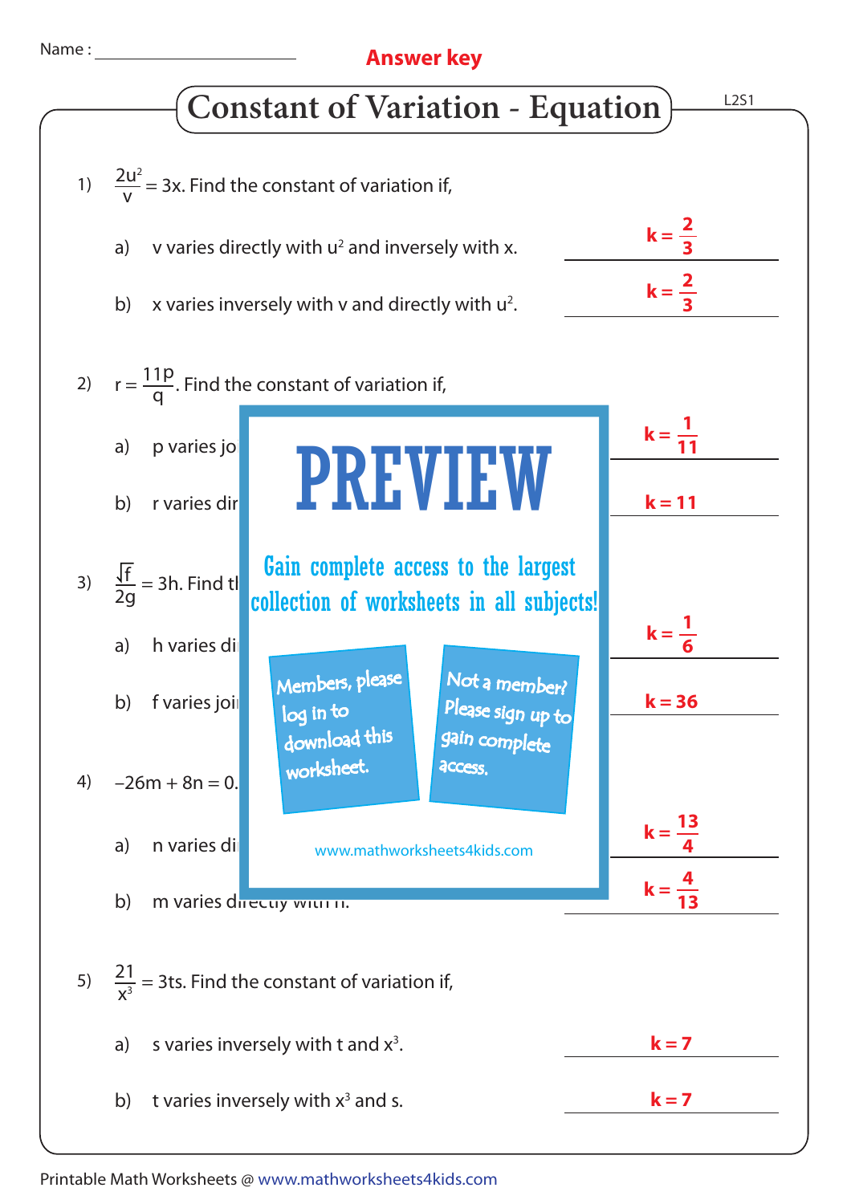Name : ____________________

**Answer key**

# Constant of Variation - Equation

L2S1

1) $\frac{2u^2}{v} = 3x$. Find the constant of variation if,

a) v varies directly with $u^2$ and inversely with x. **$k = \frac{2}{3}$**

b) x varies inversely with v and directly with $u^2$. **$k = \frac{2}{3}$**

2) $r = \frac{11p}{q}$. Find the constant of variation if,

a) p varies jo **$k = \frac{1}{11}$**

b) r varies dir **$k = 11$**

3) $\frac{\sqrt{f}}{2g} = 3h$. Find th

a) h varies di **$k = \frac{1}{6}$**

b) f varies joi **$k = 36$**

4) $-26m + 8n = 0$.

a) n varies di **$k = \frac{13}{4}$**

b) m varies directly with n. **$k = \frac{4}{13}$**

5) $\frac{21}{x^3} = 3ts$. Find the constant of variation if,

a) s varies inversely with t and $x^3$. **$k = 7$**

b) t varies inversely with $x^3$ and s. **$k = 7$**

PREVIEW

Gain complete access to the largest collection of worksheets in all subjects!

Members, please log in to download this worksheet.

Not a member? Please sign up to gain complete access.

www.mathworksheets4kids.com

Printable Math Worksheets @ www.mathworksheets4kids.com